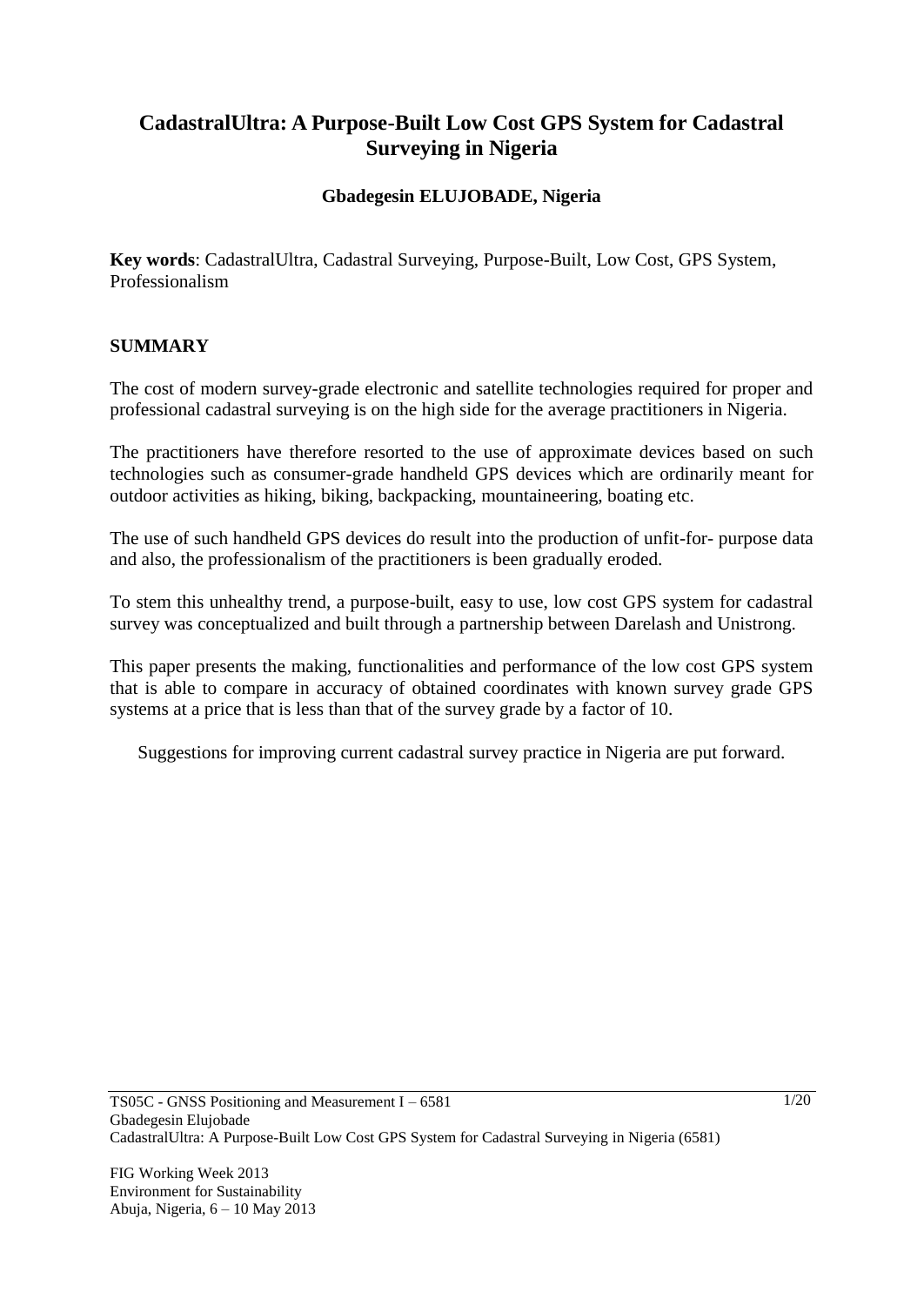# CadastralUltra: A Purpose-Built Low Cost GPS System for Cadastral Surveying in Nigeria

**Gbadegesin ELUJOBADE, Nigeria**

**Key words**: CadastralUltra, Cadastral Surveying, Purpose-Built, Low Cost, GPS System, Professionalism

## SUMMARY

The cost of modern survey-grade electronic and satellite technologies required for proper and professional cadastral surveying is on the high side for the average practitioners in Nigeria.

The practitioners have therefore resorted to the use of approximate devices based on such technologies such as consumer-grade handheld GPS devices which are ordinarily meant for outdoor activities as hiking, biking, backpacking, mountaineering, boating etc.

The use of such handheld GPS devices do result into the production of unfit-for- purpose data and also, the professionalism of the practitioners is been gradually eroded.

To stem this unhealthy trend, a purpose-built, easy to use, low cost GPS system for cadastral survey was conceptualized and built through a partnership between Darelash and Unistrong.

This paper presents the making, functionalities and performance of the low cost GPS system that is able to compare in accuracy of obtained coordinates with known survey grade GPS systems at a price that is less than that of the survey grade by a factor of 10.

Suggestions for improving current cadastral survey practice in Nigeria are put forward.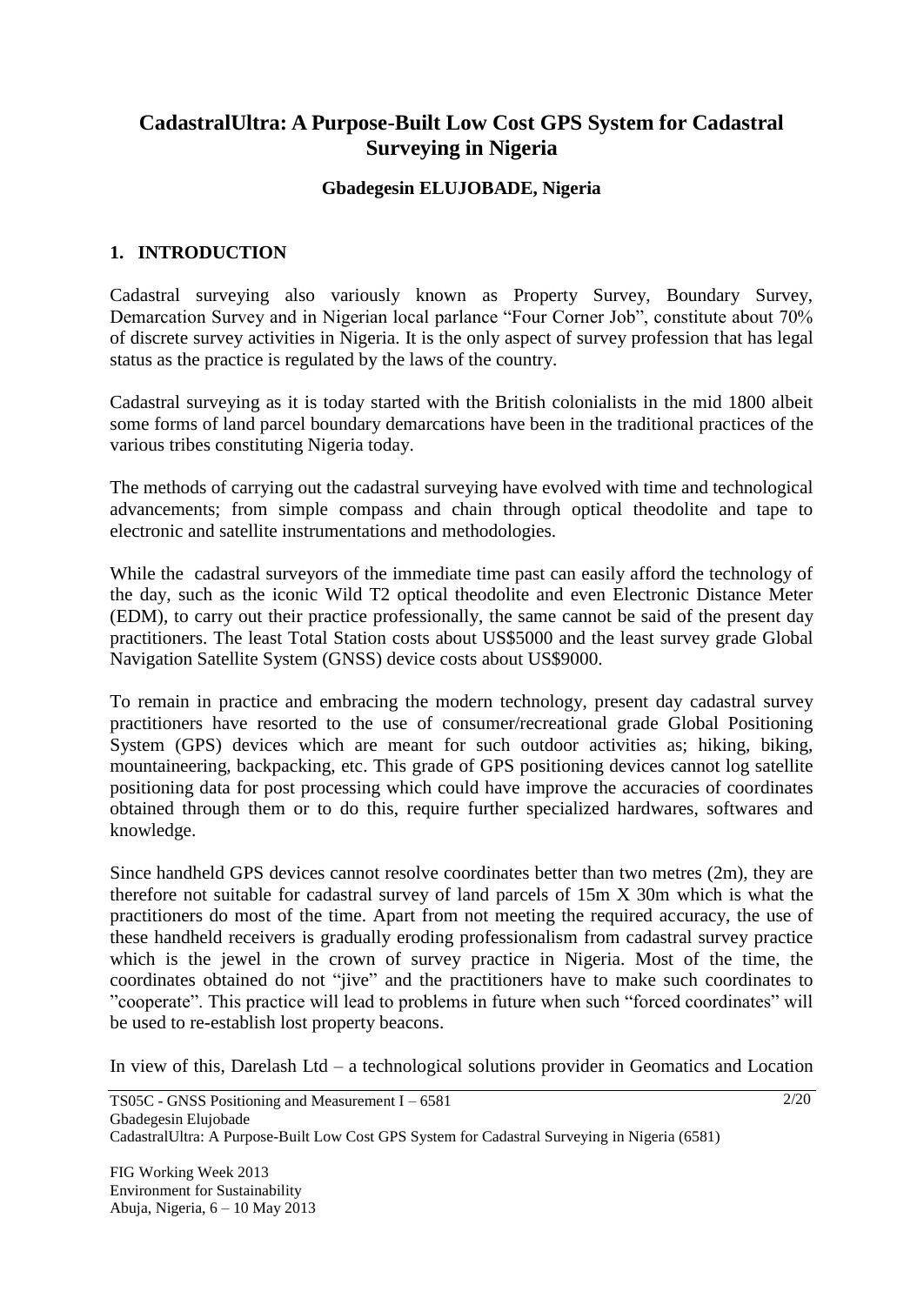# CadastralUltra: A Purpose-Built Low Cost GPS System for Cadastral Surveying in Nigeria

**Gbadegesin ELUJOBADE, Nigeria**

## 1. INTRODUCTION

Cadastral surveying also variously known as Property Survey, Boundary Survey, Demarcation Survey and in Nigerian local parlance "Four Corner Job", constitute about 70% of discrete survey activities in Nigeria. It is the only aspect of survey profession that has legal status as the practice is regulated by the laws of the country.

Cadastral surveying as it is today started with the British colonialists in the mid 1800 albeit some forms of land parcel boundary demarcations have been in the traditional practices of the various tribes constituting Nigeria today.

The methods of carrying out the cadastral surveying have evolved with time and technological advancements; from simple compass and chain through optical theodolite and tape to electronic and satellite instrumentations and methodologies.

While the cadastral surveyors of the immediate time past can easily afford the technology of the day, such as the iconic Wild T2 optical theodolite and even Electronic Distance Meter (EDM), to carry out their practice professionally, the same cannot be said of the present day practitioners. The least Total Station costs about US$5000 and the least survey grade Global Navigation Satellite System (GNSS) device costs about US$9000.

To remain in practice and embracing the modern technology, present day cadastral survey practitioners have resorted to the use of consumer/recreational grade Global Positioning System (GPS) devices which are meant for such outdoor activities as; hiking, biking, mountaineering, backpacking, etc. This grade of GPS positioning devices cannot log satellite positioning data for post processing which could have improve the accuracies of coordinates obtained through them or to do this, require further specialized hardwares, softwares and knowledge.

Since handheld GPS devices cannot resolve coordinates better than two metres (2m), they are therefore not suitable for cadastral survey of land parcels of 15m X 30m which is what the practitioners do most of the time. Apart from not meeting the required accuracy, the use of these handheld receivers is gradually eroding professionalism from cadastral survey practice which is the jewel in the crown of survey practice in Nigeria. Most of the time, the coordinates obtained do not "jive" and the practitioners have to make such coordinates to "cooperate". This practice will lead to problems in future when such "forced coordinates" will be used to re-establish lost property beacons.

In view of this, Darelash Ltd – a technological solutions provider in Geomatics and Location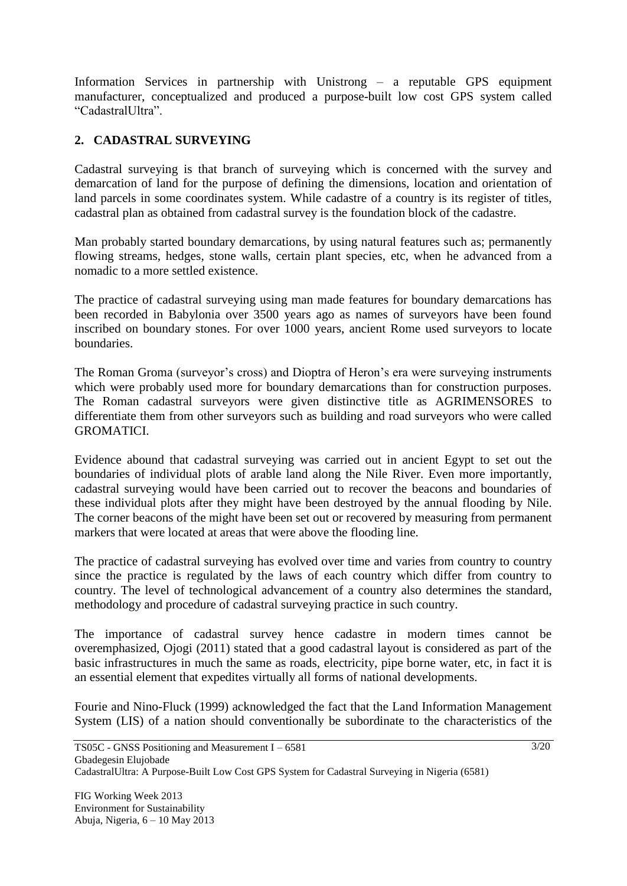Information Services in partnership with Unistrong – a reputable GPS equipment manufacturer, conceptualized and produced a purpose-built low cost GPS system called "CadastralUltra".

## 2. CADASTRAL SURVEYING

Cadastral surveying is that branch of surveying which is concerned with the survey and demarcation of land for the purpose of defining the dimensions, location and orientation of land parcels in some coordinates system. While cadastre of a country is its register of titles, cadastral plan as obtained from cadastral survey is the foundation block of the cadastre.

Man probably started boundary demarcations, by using natural features such as; permanently flowing streams, hedges, stone walls, certain plant species, etc, when he advanced from a nomadic to a more settled existence.

The practice of cadastral surveying using man made features for boundary demarcations has been recorded in Babylonia over 3500 years ago as names of surveyors have been found inscribed on boundary stones. For over 1000 years, ancient Rome used surveyors to locate boundaries.

The Roman Groma (surveyor's cross) and Dioptra of Heron's era were surveying instruments which were probably used more for boundary demarcations than for construction purposes. The Roman cadastral surveyors were given distinctive title as AGRIMENSORES to differentiate them from other surveyors such as building and road surveyors who were called GROMATICI.

Evidence abound that cadastral surveying was carried out in ancient Egypt to set out the boundaries of individual plots of arable land along the Nile River. Even more importantly, cadastral surveying would have been carried out to recover the beacons and boundaries of these individual plots after they might have been destroyed by the annual flooding by Nile. The corner beacons of the might have been set out or recovered by measuring from permanent markers that were located at areas that were above the flooding line.

The practice of cadastral surveying has evolved over time and varies from country to country since the practice is regulated by the laws of each country which differ from country to country. The level of technological advancement of a country also determines the standard, methodology and procedure of cadastral surveying practice in such country.

The importance of cadastral survey hence cadastre in modern times cannot be overemphasized, Ojogi (2011) stated that a good cadastral layout is considered as part of the basic infrastructures in much the same as roads, electricity, pipe borne water, etc, in fact it is an essential element that expedites virtually all forms of national developments.

Fourie and Nino-Fluck (1999) acknowledged the fact that the Land Information Management System (LIS) of a nation should conventionally be subordinate to the characteristics of the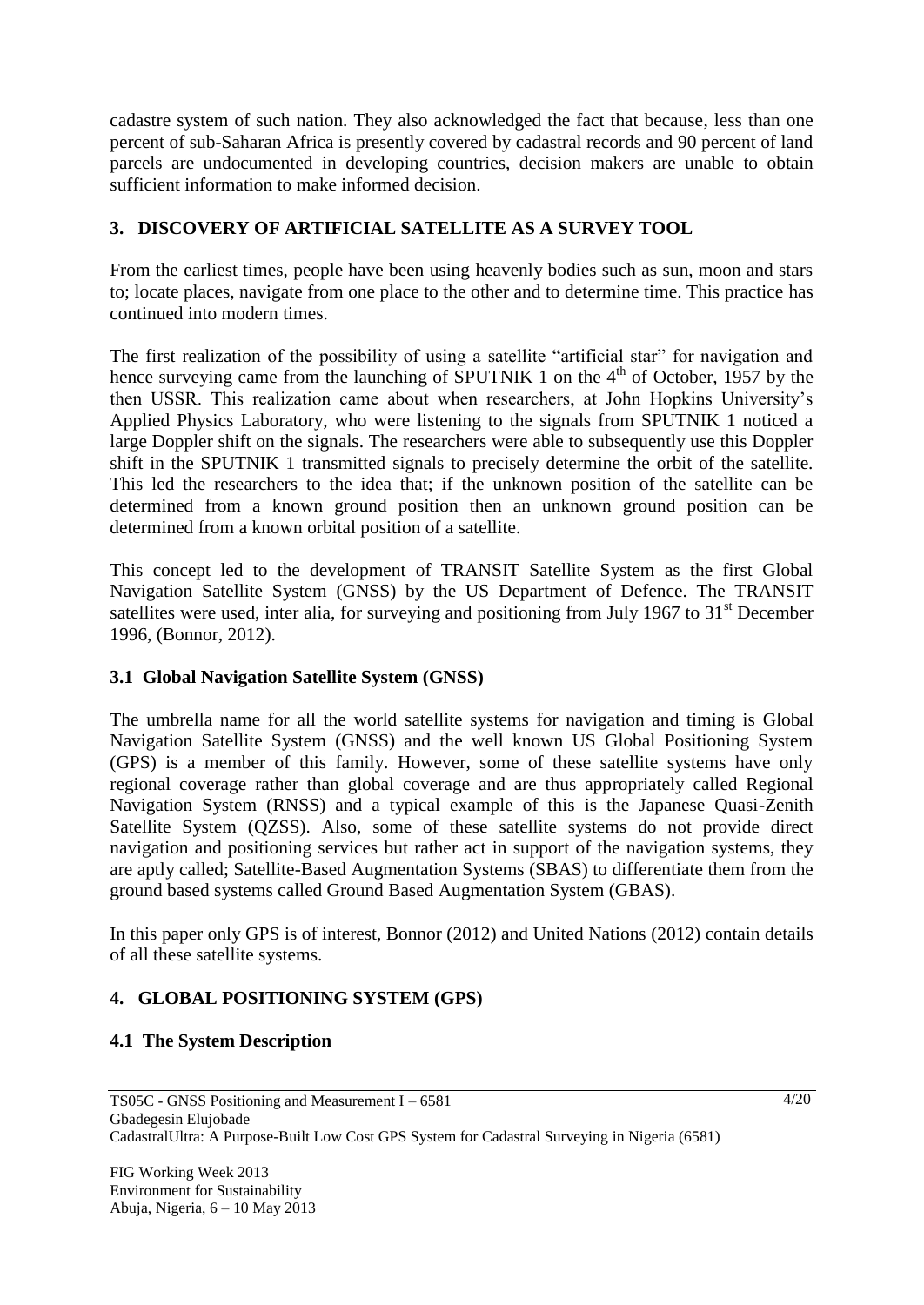cadastre system of such nation. They also acknowledged the fact that because, less than one percent of sub-Saharan Africa is presently covered by cadastral records and 90 percent of land parcels are undocumented in developing countries, decision makers are unable to obtain sufficient information to make informed decision.

## 3. DISCOVERY OF ARTIFICIAL SATELLITE AS A SURVEY TOOL

From the earliest times, people have been using heavenly bodies such as sun, moon and stars to; locate places, navigate from one place to the other and to determine time. This practice has continued into modern times.

The first realization of the possibility of using a satellite "artificial star" for navigation and hence surveying came from the launching of SPUTNIK 1 on the 4th of October, 1957 by the then USSR. This realization came about when researchers, at John Hopkins University's Applied Physics Laboratory, who were listening to the signals from SPUTNIK 1 noticed a large Doppler shift on the signals. The researchers were able to subsequently use this Doppler shift in the SPUTNIK 1 transmitted signals to precisely determine the orbit of the satellite. This led the researchers to the idea that; if the unknown position of the satellite can be determined from a known ground position then an unknown ground position can be determined from a known orbital position of a satellite.

This concept led to the development of TRANSIT Satellite System as the first Global Navigation Satellite System (GNSS) by the US Department of Defence. The TRANSIT satellites were used, inter alia, for surveying and positioning from July 1967 to 31st December 1996, (Bonnor, 2012).

### 3.1 Global Navigation Satellite System (GNSS)

The umbrella name for all the world satellite systems for navigation and timing is Global Navigation Satellite System (GNSS) and the well known US Global Positioning System (GPS) is a member of this family. However, some of these satellite systems have only regional coverage rather than global coverage and are thus appropriately called Regional Navigation System (RNSS) and a typical example of this is the Japanese Quasi-Zenith Satellite System (QZSS). Also, some of these satellite systems do not provide direct navigation and positioning services but rather act in support of the navigation systems, they are aptly called; Satellite-Based Augmentation Systems (SBAS) to differentiate them from the ground based systems called Ground Based Augmentation System (GBAS).

In this paper only GPS is of interest, Bonnor (2012) and United Nations (2012) contain details of all these satellite systems.

## 4. GLOBAL POSITIONING SYSTEM (GPS)

### 4.1 The System Description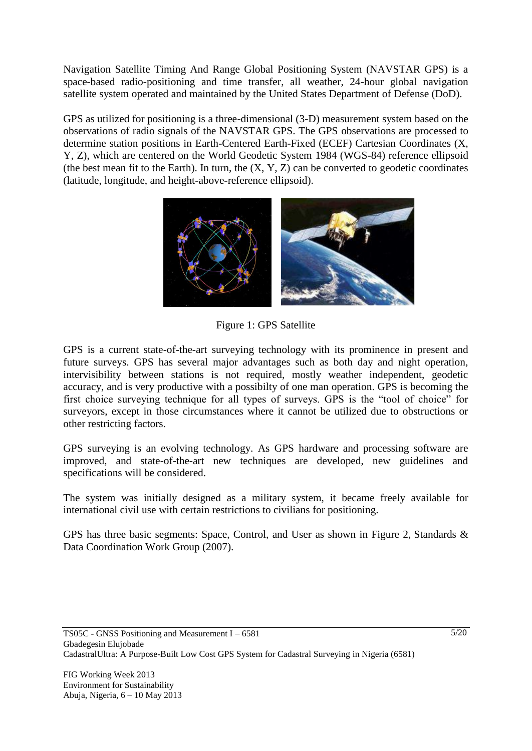Navigation Satellite Timing And Range Global Positioning System (NAVSTAR GPS) is a space-based radio-positioning and time transfer, all weather, 24-hour global navigation satellite system operated and maintained by the United States Department of Defense (DoD).

GPS as utilized for positioning is a three-dimensional (3-D) measurement system based on the observations of radio signals of the NAVSTAR GPS. The GPS observations are processed to determine station positions in Earth-Centered Earth-Fixed (ECEF) Cartesian Coordinates (X, Y, Z), which are centered on the World Geodetic System 1984 (WGS-84) reference ellipsoid (the best mean fit to the Earth). In turn, the (X, Y, Z) can be converted to geodetic coordinates (latitude, longitude, and height-above-reference ellipsoid).

Figure 1: GPS Satellite

GPS is a current state-of-the-art surveying technology with its prominence in present and future surveys. GPS has several major advantages such as both day and night operation, intervisibility between stations is not required, mostly weather independent, geodetic accuracy, and is very productive with a possibilty of one man operation. GPS is becoming the first choice surveying technique for all types of surveys. GPS is the "tool of choice" for surveyors, except in those circumstances where it cannot be utilized due to obstructions or other restricting factors.

GPS surveying is an evolving technology. As GPS hardware and processing software are improved, and state-of-the-art new techniques are developed, new guidelines and specifications will be considered.

The system was initially designed as a military system, it became freely available for international civil use with certain restrictions to civilians for positioning.

GPS has three basic segments: Space, Control, and User as shown in Figure 2, Standards & Data Coordination Work Group (2007).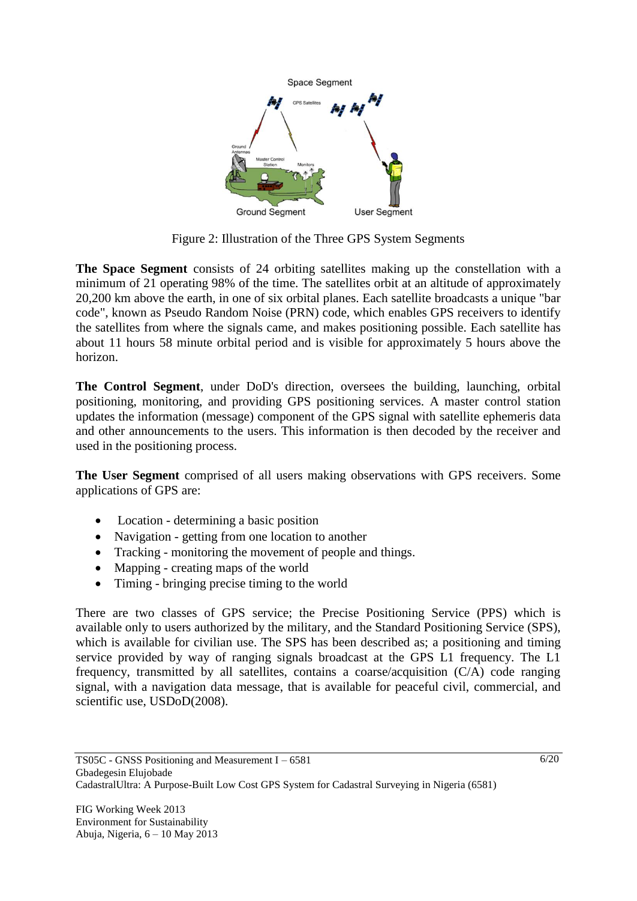Figure 2: Illustration of the Three GPS System Segments

**The Space Segment** consists of 24 orbiting satellites making up the constellation with a minimum of 21 operating 98% of the time. The satellites orbit at an altitude of approximately 20,200 km above the earth, in one of six orbital planes. Each satellite broadcasts a unique "bar code", known as Pseudo Random Noise (PRN) code, which enables GPS receivers to identify the satellites from where the signals came, and makes positioning possible. Each satellite has about 11 hours 58 minute orbital period and is visible for approximately 5 hours above the horizon.

**The Control Segment**, under DoD's direction, oversees the building, launching, orbital positioning, monitoring, and providing GPS positioning services. A master control station updates the information (message) component of the GPS signal with satellite ephemeris data and other announcements to the users. This information is then decoded by the receiver and used in the positioning process.

**The User Segment** comprised of all users making observations with GPS receivers. Some applications of GPS are:

- Location - determining a basic position
- Navigation - getting from one location to another
- Tracking - monitoring the movement of people and things.
- Mapping - creating maps of the world
- Timing - bringing precise timing to the world

There are two classes of GPS service; the Precise Positioning Service (PPS) which is available only to users authorized by the military, and the Standard Positioning Service (SPS), which is available for civilian use. The SPS has been described as; a positioning and timing service provided by way of ranging signals broadcast at the GPS L1 frequency. The L1 frequency, transmitted by all satellites, contains a coarse/acquisition (C/A) code ranging signal, with a navigation data message, that is available for peaceful civil, commercial, and scientific use, USDoD(2008).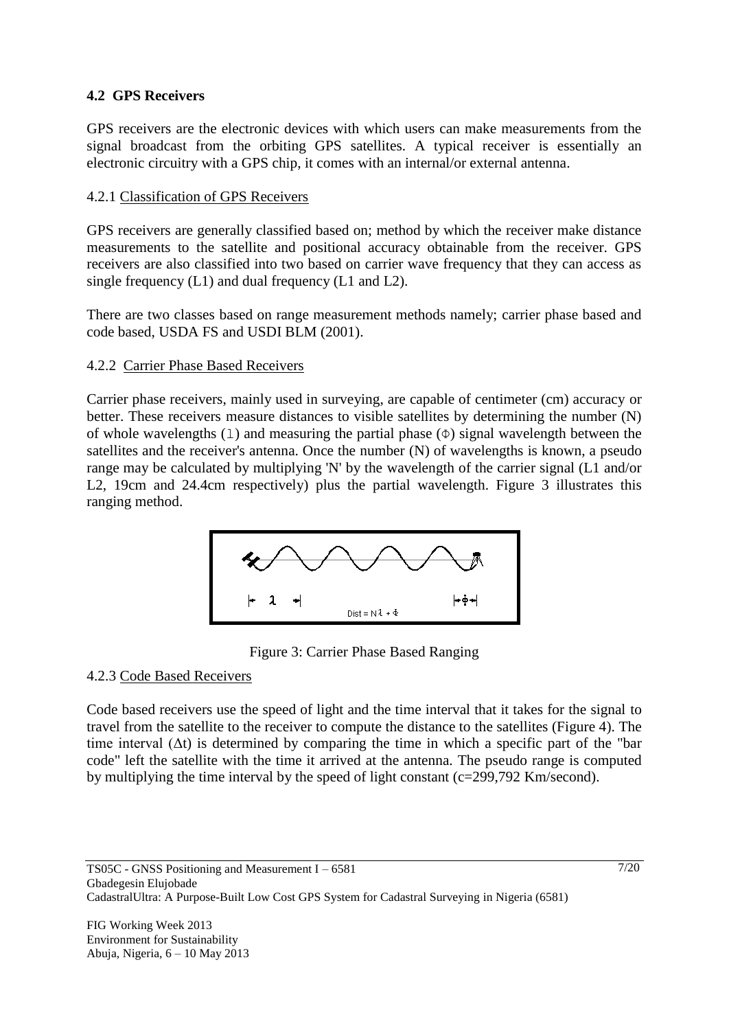### 4.2 GPS Receivers

GPS receivers are the electronic devices with which users can make measurements from the signal broadcast from the orbiting GPS satellites. A typical receiver is essentially an electronic circuitry with a GPS chip, it comes with an internal/or external antenna.

#### 4.2.1 Classification of GPS Receivers

GPS receivers are generally classified based on; method by which the receiver make distance measurements to the satellite and positional accuracy obtainable from the receiver. GPS receivers are also classified into two based on carrier wave frequency that they can access as single frequency (L1) and dual frequency (L1 and L2).

There are two classes based on range measurement methods namely; carrier phase based and code based, USDA FS and USDI BLM (2001).

#### 4.2.2 Carrier Phase Based Receivers

Carrier phase receivers, mainly used in surveying, are capable of centimeter (cm) accuracy or better. These receivers measure distances to visible satellites by determining the number (N) of whole wavelengths (l) and measuring the partial phase (Φ) signal wavelength between the satellites and the receiver's antenna. Once the number (N) of wavelengths is known, a pseudo range may be calculated by multiplying 'N' by the wavelength of the carrier signal (L1 and/or L2, 19cm and 24.4cm respectively) plus the partial wavelength. Figure 3 illustrates this ranging method.

$$\text{Dist} = N\lambda + \Phi$$

Figure 3: Carrier Phase Based Ranging

#### 4.2.3 Code Based Receivers

Code based receivers use the speed of light and the time interval that it takes for the signal to travel from the satellite to the receiver to compute the distance to the satellites (Figure 4). The time interval ($\Delta t$) is determined by comparing the time in which a specific part of the "bar code" left the satellite with the time it arrived at the antenna. The pseudo range is computed by multiplying the time interval by the speed of light constant (c=299,792 Km/second).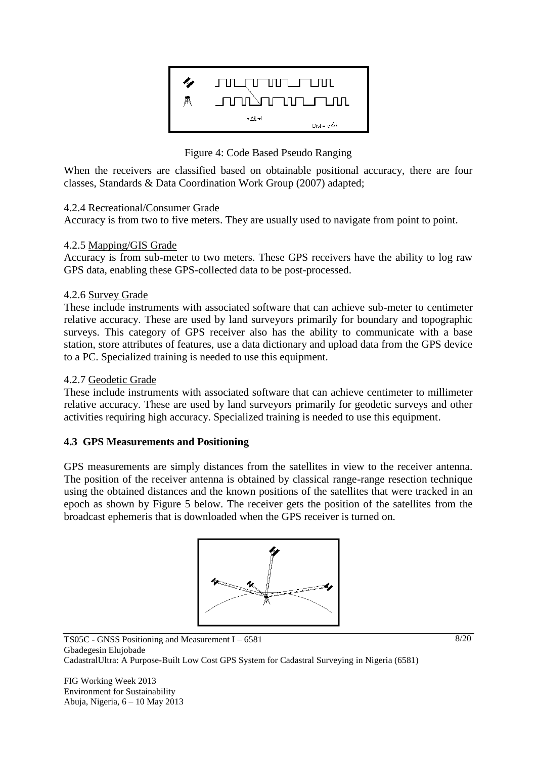Figure 4: Code Based Pseudo Ranging

When the receivers are classified based on obtainable positional accuracy, there are four classes, Standards & Data Coordination Work Group (2007) adapted;

4.2.4 Recreational/Consumer Grade

Accuracy is from two to five meters. They are usually used to navigate from point to point.

4.2.5 Mapping/GIS Grade

Accuracy is from sub-meter to two meters. These GPS receivers have the ability to log raw GPS data, enabling these GPS-collected data to be post-processed.

4.2.6 Survey Grade

These include instruments with associated software that can achieve sub-meter to centimeter relative accuracy. These are used by land surveyors primarily for boundary and topographic surveys. This category of GPS receiver also has the ability to communicate with a base station, store attributes of features, use a data dictionary and upload data from the GPS device to a PC. Specialized training is needed to use this equipment.

4.2.7 Geodetic Grade

These include instruments with associated software that can achieve centimeter to millimeter relative accuracy. These are used by land surveyors primarily for geodetic surveys and other activities requiring high accuracy. Specialized training is needed to use this equipment.

### 4.3 GPS Measurements and Positioning

GPS measurements are simply distances from the satellites in view to the receiver antenna. The position of the receiver antenna is obtained by classical range-range resection technique using the obtained distances and the known positions of the satellites that were tracked in an epoch as shown by Figure 5 below. The receiver gets the position of the satellites from the broadcast ephemeris that is downloaded when the GPS receiver is turned on.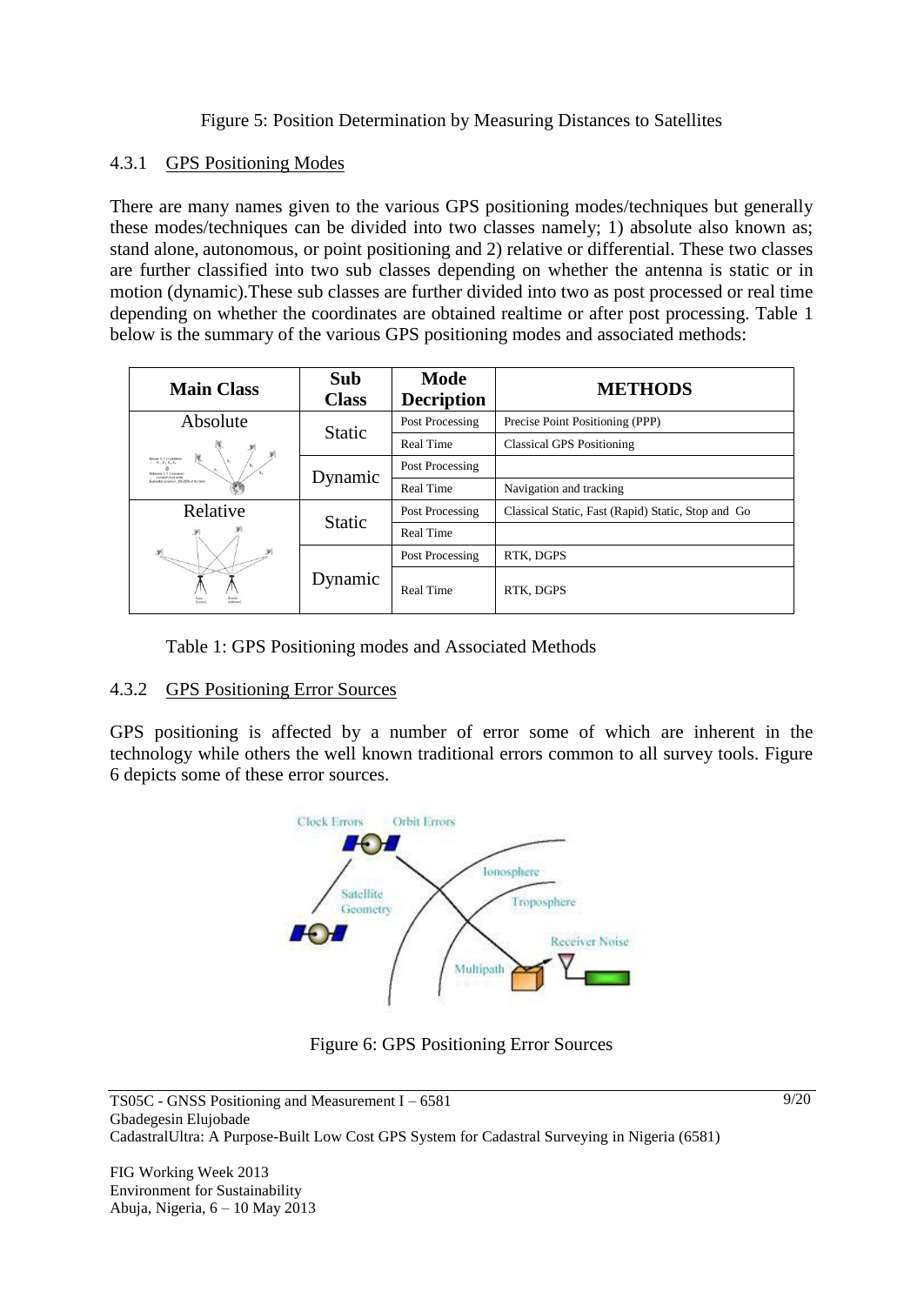Figure 5: Position Determination by Measuring Distances to Satellites

### 4.3.1 GPS Positioning Modes

There are many names given to the various GPS positioning modes/techniques but generally these modes/techniques can be divided into two classes namely; 1) absolute also known as; stand alone, autonomous, or point positioning and 2) relative or differential. These two classes are further classified into two sub classes depending on whether the antenna is static or in motion (dynamic).These sub classes are further divided into two as post processed or real time depending on whether the coordinates are obtained realtime or after post processing. Table 1 below is the summary of the various GPS positioning modes and associated methods:

| Main Class | Sub Class | Mode Decription | METHODS |
|---|---|---|---|
| Absolute | Static | Post Processing | Precise Point Positioning (PPP) |
| | | Real Time | Classical GPS Positioning |
| | Dynamic | Post Processing | |
| | | Real Time | Navigation and tracking |
| Relative | Static | Post Processing | Classical Static, Fast (Rapid) Static, Stop and Go |
| | | Real Time | |
| | Dynamic | Post Processing | RTK, DGPS |
| | | Real Time | RTK, DGPS |

Table 1: GPS Positioning modes and Associated Methods

### 4.3.2 GPS Positioning Error Sources

GPS positioning is affected by a number of error some of which are inherent in the technology while others the well known traditional errors common to all survey tools. Figure 6 depicts some of these error sources.

Figure 6: GPS Positioning Error Sources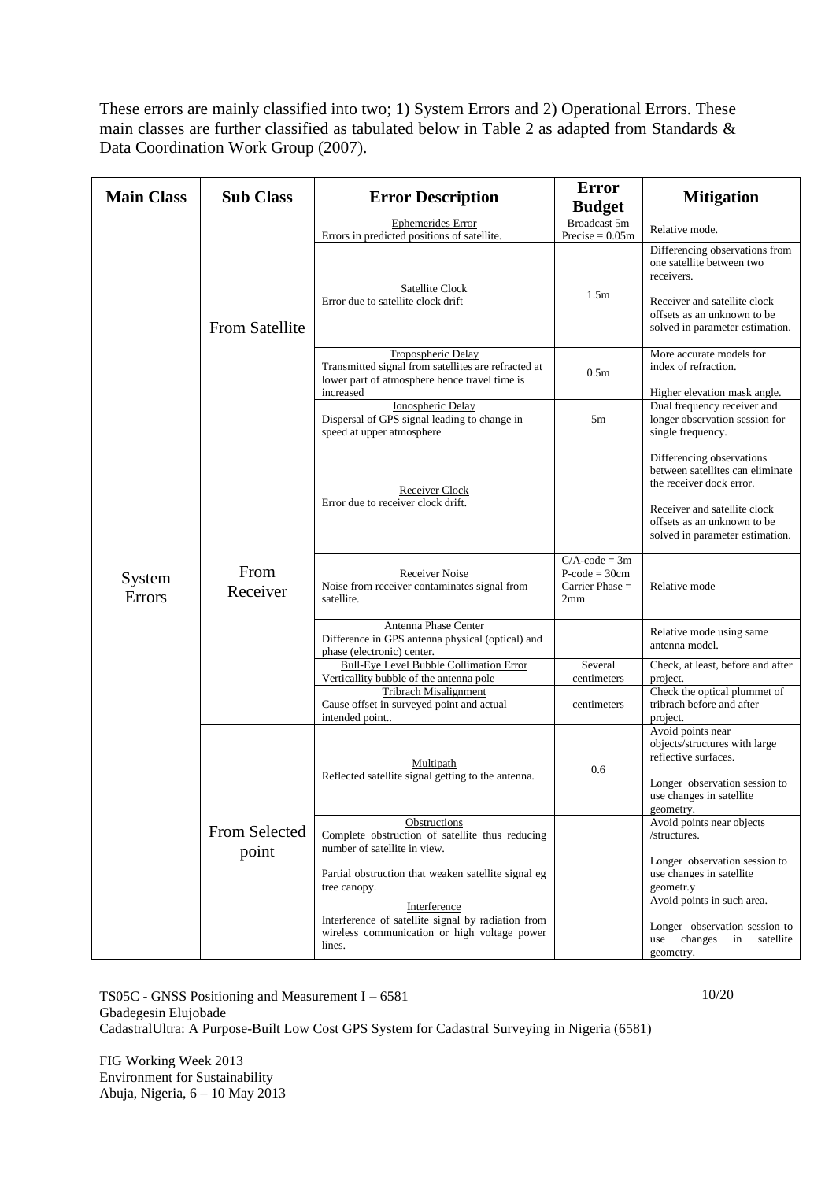These errors are mainly classified into two; 1) System Errors and 2) Operational Errors. These main classes are further classified as tabulated below in Table 2 as adapted from Standards & Data Coordination Work Group (2007).

| Main Class | Sub Class | Error Description | Error Budget | Mitigation |
|---|---|---|---|---|
| System Errors | From Satellite | Ephemerides Error<br>Errors in predicted positions of satellite. | Broadcast 5m<br>Precise = 0.05m | Relative mode. |
| | | Satellite Clock<br>Error due to satellite clock drift | 1.5m | Differencing observations from one satellite between two receivers.<br><br>Receiver and satellite clock offsets as an unknown to be solved in parameter estimation. |
| | | Tropospheric Delay<br>Transmitted signal from satellites are refracted at lower part of atmosphere hence travel time is increased | 0.5m | More accurate models for index of refraction.<br><br>Higher elevation mask angle. |
| | | Ionospheric Delay<br>Dispersal of GPS signal leading to change in speed at upper atmosphere | 5m | Dual frequency receiver and longer observation session for single frequency. |
| | From Receiver | Receiver Clock<br>Error due to receiver clock drift. | | Differencing observations between satellites can eliminate the receiver dock error.<br><br>Receiver and satellite clock offsets as an unknown to be solved in parameter estimation. |
| | | Receiver Noise<br>Noise from receiver contaminates signal from satellite. | C/A-code = 3m<br>P-code = 30cm<br>Carrier Phase = 2mm | Relative mode |
| | | Antenna Phase Center<br>Difference in GPS antenna physical (optical) and phase (electronic) center. | | Relative mode using same antenna model. |
| | | Bull-Eye Level Bubble Collimation Error<br>Verticallity bubble of the antenna pole | Several centimeters | Check, at least, before and after project. |
| | | Tribrach Misalignment<br>Cause offset in surveyed point and actual intended point.. | centimeters | Check the optical plummet of tribrach before and after project. |
| | From Selected point | Multipath<br>Reflected satellite signal getting to the antenna. | 0.6 | Avoid points near objects/structures with large reflective surfaces.<br><br>Longer observation session to use changes in satellite geometry. |
| | | Obstructions<br>Complete obstruction of satellite thus reducing number of satellite in view.<br><br>Partial obstruction that weaken satellite signal eg tree canopy. | | Avoid points near objects /structures.<br><br>Longer observation session to use changes in satellite geometr.y |
| | | Interference<br>Interference of satellite signal by radiation from wireless communication or high voltage power lines. | | Avoid points in such area.<br><br>Longer observation session to use changes in satellite geometry. |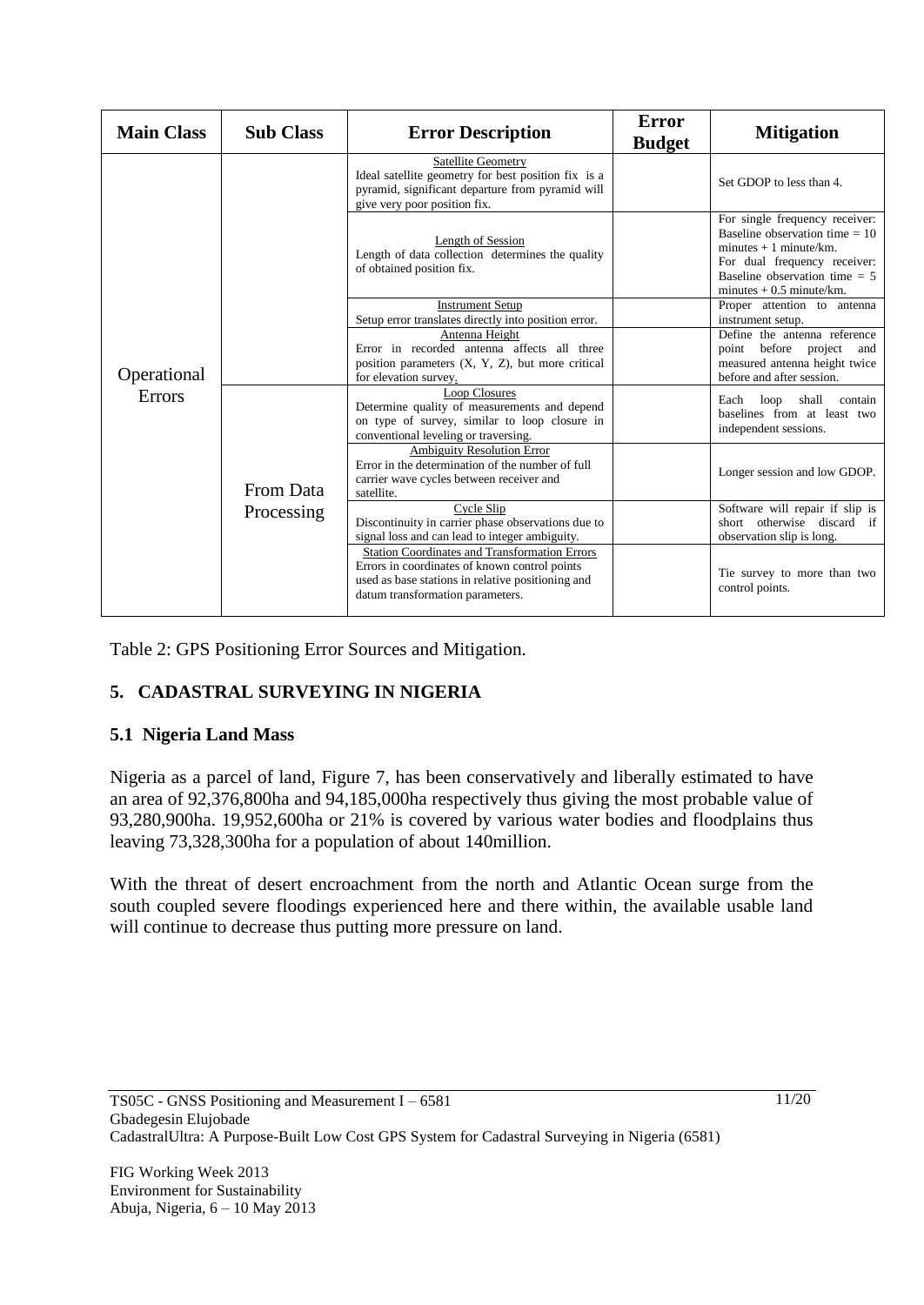| Main Class | Sub Class | Error Description | Error Budget | Mitigation |
|---|---|---|---|---|
| Operational Errors | | Satellite Geometry<br>Ideal satellite geometry for best position fix is a pyramid, significant departure from pyramid will give very poor position fix. | | Set GDOP to less than 4. |
| | | Length of Session<br>Length of data collection determines the quality of obtained position fix. | | For single frequency receiver: Baseline observation time = 10 minutes + 1 minute/km.<br>For dual frequency receiver: Baseline observation time = 5 minutes + 0.5 minute/km. |
| | | Instrument Setup<br>Setup error translates directly into position error. | | Proper attention to antenna instrument setup. |
| | | Antenna Height<br>Error in recorded antenna affects all three position parameters (X, Y, Z), but more critical for elevation survey. | | Define the antenna reference point before project and measured antenna height twice before and after session. |
| | From Data Processing | Loop Closures<br>Determine quality of measurements and depend on type of survey, similar to loop closure in conventional leveling or traversing. | | Each loop shall contain baselines from at least two independent sessions. |
| | | Ambiguity Resolution Error<br>Error in the determination of the number of full carrier wave cycles between receiver and satellite. | | Longer session and low GDOP. |
| | | Cycle Slip<br>Discontinuity in carrier phase observations due to signal loss and can lead to integer ambiguity. | | Software will repair if slip is short otherwise discard if observation slip is long. |
| | | Station Coordinates and Transformation Errors<br>Errors in coordinates of known control points used as base stations in relative positioning and datum transformation parameters. | | Tie survey to more than two control points. |

Table 2: GPS Positioning Error Sources and Mitigation.

## 5. CADASTRAL SURVEYING IN NIGERIA

### 5.1 Nigeria Land Mass

Nigeria as a parcel of land, Figure 7, has been conservatively and liberally estimated to have an area of 92,376,800ha and 94,185,000ha respectively thus giving the most probable value of 93,280,900ha. 19,952,600ha or 21% is covered by various water bodies and floodplains thus leaving 73,328,300ha for a population of about 140million.

With the threat of desert encroachment from the north and Atlantic Ocean surge from the south coupled severe floodings experienced here and there within, the available usable land will continue to decrease thus putting more pressure on land.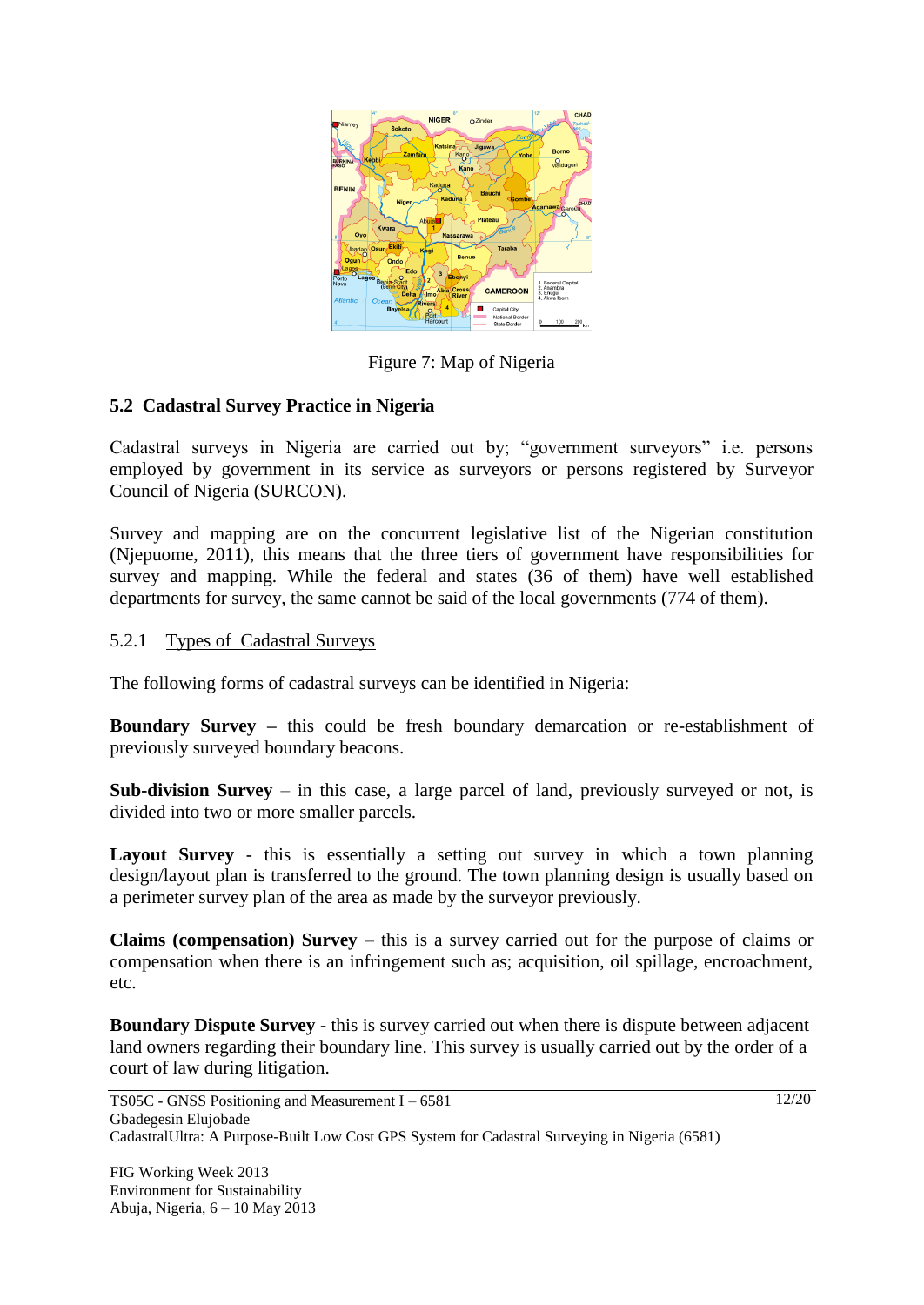Figure 7: Map of Nigeria

## 5.2 Cadastral Survey Practice in Nigeria

Cadastral surveys in Nigeria are carried out by; "government surveyors" i.e. persons employed by government in its service as surveyors or persons registered by Surveyor Council of Nigeria (SURCON).

Survey and mapping are on the concurrent legislative list of the Nigerian constitution (Njepuome, 2011), this means that the three tiers of government have responsibilities for survey and mapping. While the federal and states (36 of them) have well established departments for survey, the same cannot be said of the local governments (774 of them).

### 5.2.1 Types of Cadastral Surveys

The following forms of cadastral surveys can be identified in Nigeria:

**Boundary Survey –** this could be fresh boundary demarcation or re-establishment of previously surveyed boundary beacons.

**Sub-division Survey** – in this case, a large parcel of land, previously surveyed or not, is divided into two or more smaller parcels.

**Layout Survey** - this is essentially a setting out survey in which a town planning design/layout plan is transferred to the ground. The town planning design is usually based on a perimeter survey plan of the area as made by the surveyor previously.

**Claims (compensation) Survey** – this is a survey carried out for the purpose of claims or compensation when there is an infringement such as; acquisition, oil spillage, encroachment, etc.

**Boundary Dispute Survey** - this is survey carried out when there is dispute between adjacent land owners regarding their boundary line. This survey is usually carried out by the order of a court of law during litigation.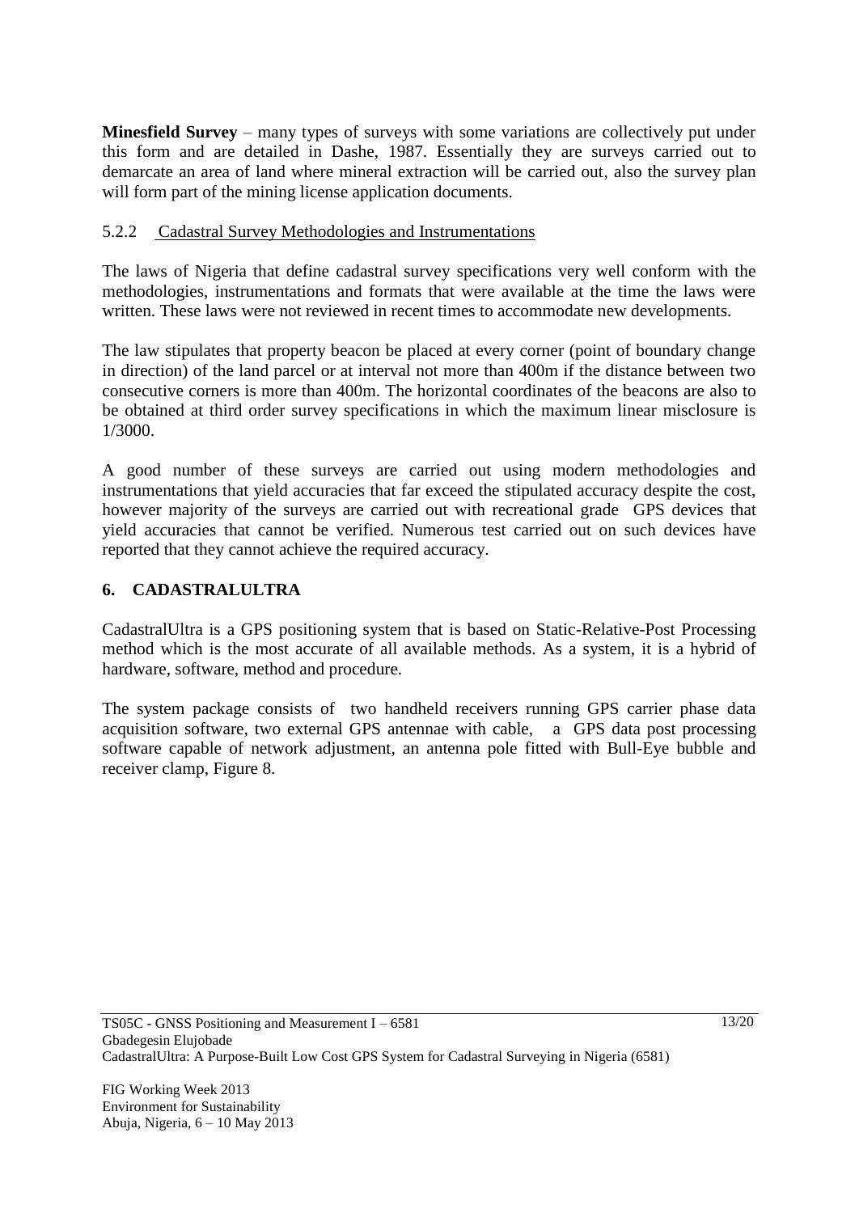**Minesfield Survey** – many types of surveys with some variations are collectively put under this form and are detailed in Dashe, 1987. Essentially they are surveys carried out to demarcate an area of land where mineral extraction will be carried out, also the survey plan will form part of the mining license application documents.

#### 5.2.2 Cadastral Survey Methodologies and Instrumentations

The laws of Nigeria that define cadastral survey specifications very well conform with the methodologies, instrumentations and formats that were available at the time the laws were written. These laws were not reviewed in recent times to accommodate new developments.

The law stipulates that property beacon be placed at every corner (point of boundary change in direction) of the land parcel or at interval not more than 400m if the distance between two consecutive corners is more than 400m. The horizontal coordinates of the beacons are also to be obtained at third order survey specifications in which the maximum linear misclosure is 1/3000.

A good number of these surveys are carried out using modern methodologies and instrumentations that yield accuracies that far exceed the stipulated accuracy despite the cost, however majority of the surveys are carried out with recreational grade GPS devices that yield accuracies that cannot be verified. Numerous test carried out on such devices have reported that they cannot achieve the required accuracy.

## 6. CADASTRALULTRA

CadastralUltra is a GPS positioning system that is based on Static-Relative-Post Processing method which is the most accurate of all available methods. As a system, it is a hybrid of hardware, software, method and procedure.

The system package consists of two handheld receivers running GPS carrier phase data acquisition software, two external GPS antennae with cable, a GPS data post processing software capable of network adjustment, an antenna pole fitted with Bull-Eye bubble and receiver clamp, Figure 8.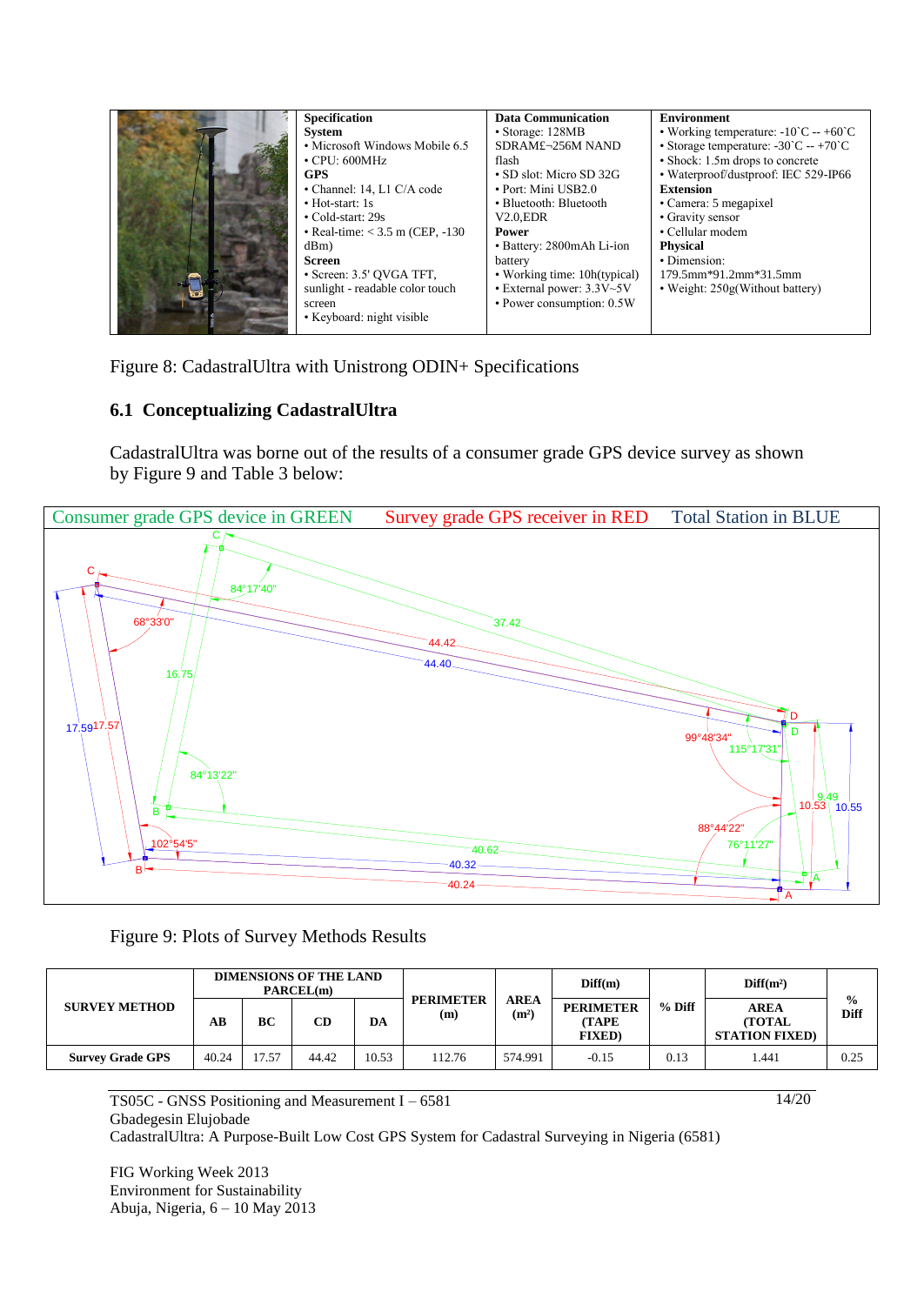| | Specification | Data Communication | Environment |
|---|---|---|---|
| | **System**<br>• Microsoft Windows Mobile 6.5<br>• CPU: 600MHz<br>**GPS**<br>• Channel: 14, L1 C/A code<br>• Hot-start: 1s<br>• Cold-start: 29s<br>• Real-time: < 3.5 m (CEP, -130 dBm)<br>**Screen**<br>• Screen: 3.5' QVGA TFT, sunlight - readable color touch screen<br>• Keyboard: night visible | • Storage: 128MB SDRAM£¬256M NAND flash<br>• SD slot: Micro SD 32G<br>• Port: Mini USB2.0<br>• Bluetooth: Bluetooth V2.0,EDR<br>**Power**<br>• Battery: 2800mAh Li-ion battery<br>• Working time: 10h(typical)<br>• External power: 3.3V~5V<br>• Power consumption: 0.5W | • Working temperature: -10˚C -- +60˚C<br>• Storage temperature: -30˚C -- +70˚C<br>• Shock: 1.5m drops to concrete<br>• Waterproof/dustproof: IEC 529-IP66<br>**Extension**<br>• Camera: 5 megapixel<br>• Gravity sensor<br>• Cellular modem<br>**Physical**<br>• Dimension: 179.5mm\*91.2mm\*31.5mm<br>• Weight: 250g(Without battery) |

Figure 8: CadastralUltra with Unistrong ODIN+ Specifications

## 6.1 Conceptualizing CadastralUltra

CadastralUltra was borne out of the results of a consumer grade GPS device survey as shown by Figure 9 and Table 3 below:

Consumer grade GPS device in GREEN    Survey grade GPS receiver in RED    Total Station in BLUE

Figure 9: Plots of Survey Methods Results

| SURVEY METHOD | DIMENSIONS OF THE LAND PARCEL(m) | | | | PERIMETER (m) | AREA (m²) | Diff(m) | % Diff | Diff(m²) | % Diff |
|---|---|---|---|---|---|---|---|---|---|---|
| | AB | BC | CD | DA | | | PERIMETER (TAPE FIXED) | | AREA (TOTAL STATION FIXED) | |
| **Survey Grade GPS** | 40.24 | 17.57 | 44.42 | 10.53 | 112.76 | 574.991 | -0.15 | 0.13 | 1.441 | 0.25 |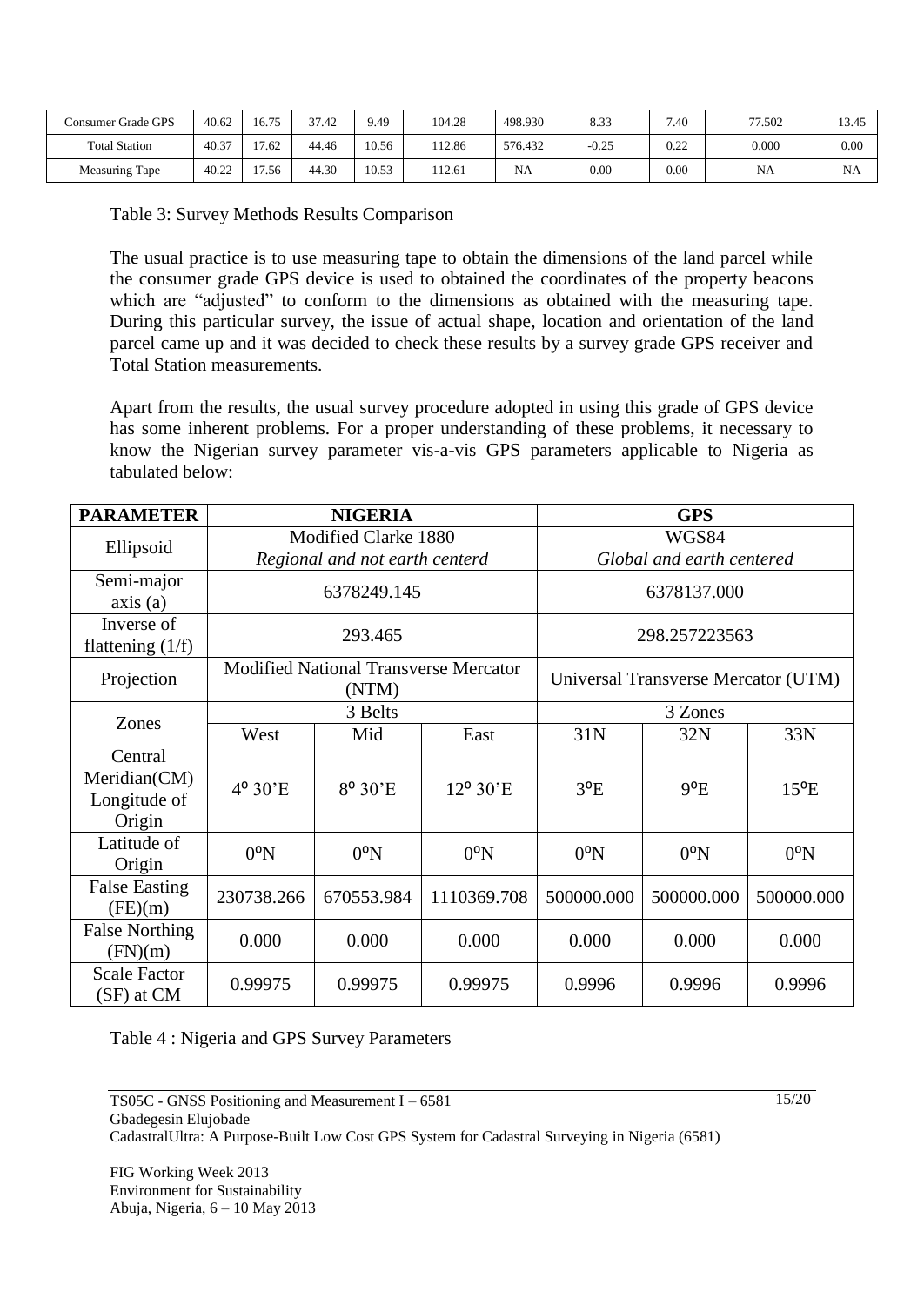| Consumer Grade GPS | 40.62 | 16.75 | 37.42 | 9.49 | 104.28 | 498.930 | 8.33 | 7.40 | 77.502 | 13.45 |
|---|---|---|---|---|---|---|---|---|---|---|
| Total Station | 40.37 | 17.62 | 44.46 | 10.56 | 112.86 | 576.432 | -0.25 | 0.22 | 0.000 | 0.00 |
| Measuring Tape | 40.22 | 17.56 | 44.30 | 10.53 | 112.61 | NA | 0.00 | 0.00 | NA | NA |

Table 3: Survey Methods Results Comparison

The usual practice is to use measuring tape to obtain the dimensions of the land parcel while the consumer grade GPS device is used to obtained the coordinates of the property beacons which are "adjusted" to conform to the dimensions as obtained with the measuring tape. During this particular survey, the issue of actual shape, location and orientation of the land parcel came up and it was decided to check these results by a survey grade GPS receiver and Total Station measurements.

Apart from the results, the usual survey procedure adopted in using this grade of GPS device has some inherent problems. For a proper understanding of these problems, it necessary to know the Nigerian survey parameter vis-a-vis GPS parameters applicable to Nigeria as tabulated below:

| **PARAMETER** | **NIGERIA** | | | **GPS** | | |
|---|---|---|---|---|---|---|
| Ellipsoid | Modified Clarke 1880 *Regional and not earth centerd* | | | WGS84 *Global and earth centered* | | |
| Semi-major axis (a) | 6378249.145 | | | 6378137.000 | | |
| Inverse of flattening (1/f) | 293.465 | | | 298.257223563 | | |
| Projection | Modified National Transverse Mercator (NTM) | | | Universal Transverse Mercator (UTM) | | |
| Zones | 3 Belts | | | 3 Zones | | |
| | West | Mid | East | 31N | 32N | 33N |
| Central Meridian(CM) Longitude of Origin | 4º 30'E | 8º 30'E | 12º 30'E | 3ºE | 9ºE | 15ºE |
| Latitude of Origin | 0ºN | 0ºN | 0ºN | 0ºN | 0ºN | 0ºN |
| False Easting (FE)(m) | 230738.266 | 670553.984 | 1110369.708 | 500000.000 | 500000.000 | 500000.000 |
| False Northing (FN)(m) | 0.000 | 0.000 | 0.000 | 0.000 | 0.000 | 0.000 |
| Scale Factor (SF) at CM | 0.99975 | 0.99975 | 0.99975 | 0.9996 | 0.9996 | 0.9996 |

Table 4 : Nigeria and GPS Survey Parameters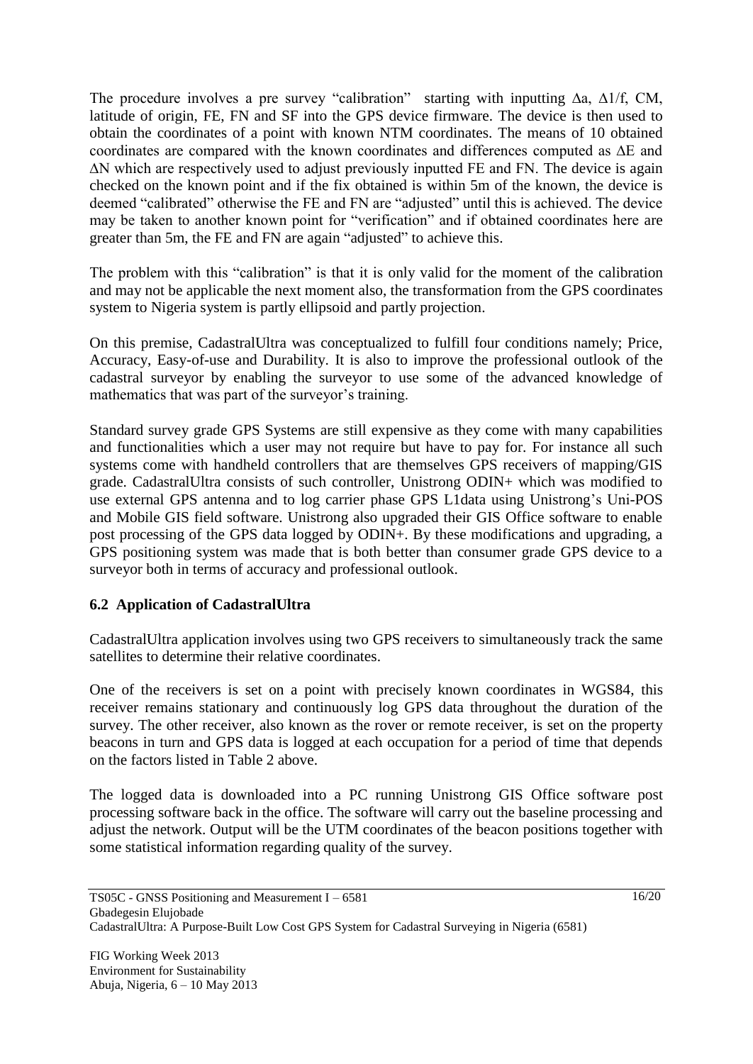The procedure involves a pre survey "calibration" starting with inputting $\Delta a$, $\Delta 1/f$, CM, latitude of origin, FE, FN and SF into the GPS device firmware. The device is then used to obtain the coordinates of a point with known NTM coordinates. The means of 10 obtained coordinates are compared with the known coordinates and differences computed as $\Delta E$ and $\Delta N$ which are respectively used to adjust previously inputted FE and FN. The device is again checked on the known point and if the fix obtained is within 5m of the known, the device is deemed "calibrated" otherwise the FE and FN are "adjusted" until this is achieved. The device may be taken to another known point for "verification" and if obtained coordinates here are greater than 5m, the FE and FN are again "adjusted" to achieve this.

The problem with this "calibration" is that it is only valid for the moment of the calibration and may not be applicable the next moment also, the transformation from the GPS coordinates system to Nigeria system is partly ellipsoid and partly projection.

On this premise, CadastralUltra was conceptualized to fulfill four conditions namely; Price, Accuracy, Easy-of-use and Durability. It is also to improve the professional outlook of the cadastral surveyor by enabling the surveyor to use some of the advanced knowledge of mathematics that was part of the surveyor's training.

Standard survey grade GPS Systems are still expensive as they come with many capabilities and functionalities which a user may not require but have to pay for. For instance all such systems come with handheld controllers that are themselves GPS receivers of mapping/GIS grade. CadastralUltra consists of such controller, Unistrong ODIN+ which was modified to use external GPS antenna and to log carrier phase GPS L1data using Unistrong's Uni-POS and Mobile GIS field software. Unistrong also upgraded their GIS Office software to enable post processing of the GPS data logged by ODIN+. By these modifications and upgrading, a GPS positioning system was made that is both better than consumer grade GPS device to a surveyor both in terms of accuracy and professional outlook.

## 6.2 Application of CadastralUltra

CadastralUltra application involves using two GPS receivers to simultaneously track the same satellites to determine their relative coordinates.

One of the receivers is set on a point with precisely known coordinates in WGS84, this receiver remains stationary and continuously log GPS data throughout the duration of the survey. The other receiver, also known as the rover or remote receiver, is set on the property beacons in turn and GPS data is logged at each occupation for a period of time that depends on the factors listed in Table 2 above.

The logged data is downloaded into a PC running Unistrong GIS Office software post processing software back in the office. The software will carry out the baseline processing and adjust the network. Output will be the UTM coordinates of the beacon positions together with some statistical information regarding quality of the survey.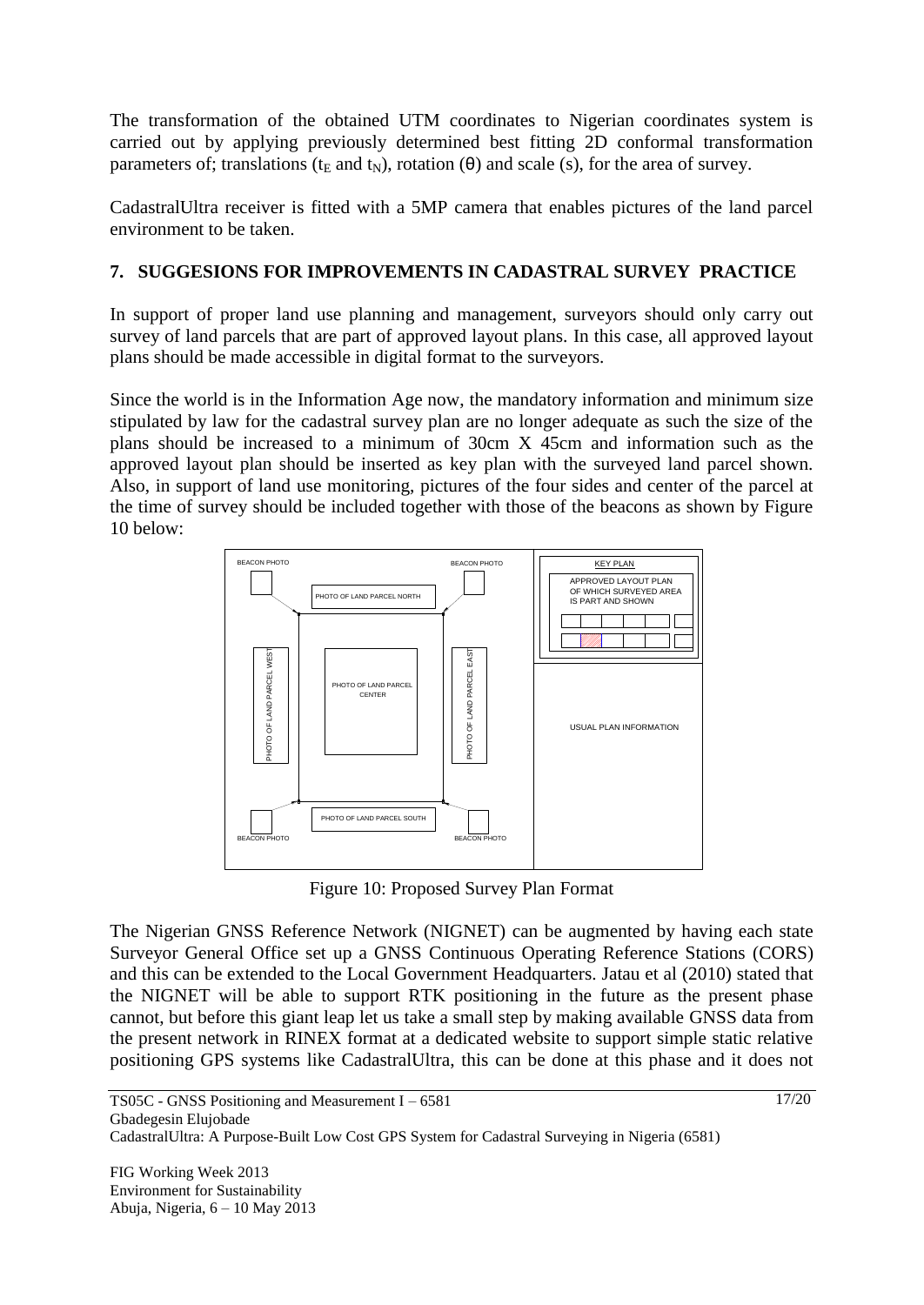The transformation of the obtained UTM coordinates to Nigerian coordinates system is carried out by applying previously determined best fitting 2D conformal transformation parameters of; translations ($t_E$ and $t_N$), rotation ($\theta$) and scale (s), for the area of survey.

CadastralUltra receiver is fitted with a 5MP camera that enables pictures of the land parcel environment to be taken.

## 7. SUGGESIONS FOR IMPROVEMENTS IN CADASTRAL SURVEY PRACTICE

In support of proper land use planning and management, surveyors should only carry out survey of land parcels that are part of approved layout plans. In this case, all approved layout plans should be made accessible in digital format to the surveyors.

Since the world is in the Information Age now, the mandatory information and minimum size stipulated by law for the cadastral survey plan are no longer adequate as such the size of the plans should be increased to a minimum of 30cm X 45cm and information such as the approved layout plan should be inserted as key plan with the surveyed land parcel shown. Also, in support of land use monitoring, pictures of the four sides and center of the parcel at the time of survey should be included together with those of the beacons as shown by Figure 10 below:

BEACON PHOTO | BEACON PHOTO | PHOTO OF LAND PARCEL NORTH | PHOTO OF LAND PARCEL WEST | PHOTO OF LAND PARCEL CENTER | PHOTO OF LAND PARCEL EAST | PHOTO OF LAND PARCEL SOUTH | BEACON PHOTO | BEACON PHOTO | KEY PLAN | APPROVED LAYOUT PLAN OF WHICH SURVEYED AREA IS PART AND SHOWN | USUAL PLAN INFORMATION

Figure 10: Proposed Survey Plan Format

The Nigerian GNSS Reference Network (NIGNET) can be augmented by having each state Surveyor General Office set up a GNSS Continuous Operating Reference Stations (CORS) and this can be extended to the Local Government Headquarters. Jatau et al (2010) stated that the NIGNET will be able to support RTK positioning in the future as the present phase cannot, but before this giant leap let us take a small step by making available GNSS data from the present network in RINEX format at a dedicated website to support simple static relative positioning GPS systems like CadastralUltra, this can be done at this phase and it does not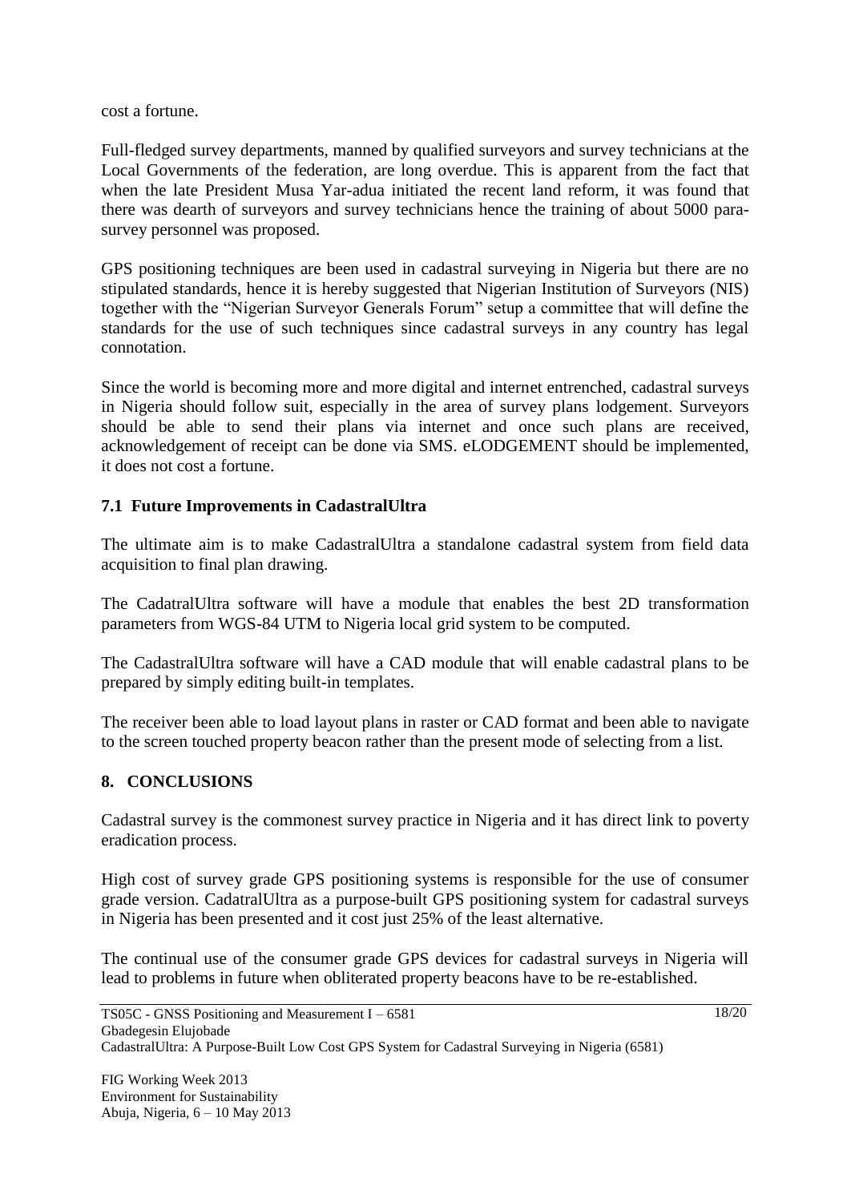cost a fortune.

Full-fledged survey departments, manned by qualified surveyors and survey technicians at the Local Governments of the federation, are long overdue. This is apparent from the fact that when the late President Musa Yar-adua initiated the recent land reform, it was found that there was dearth of surveyors and survey technicians hence the training of about 5000 para-survey personnel was proposed.

GPS positioning techniques are been used in cadastral surveying in Nigeria but there are no stipulated standards, hence it is hereby suggested that Nigerian Institution of Surveyors (NIS) together with the "Nigerian Surveyor Generals Forum" setup a committee that will define the standards for the use of such techniques since cadastral surveys in any country has legal connotation.

Since the world is becoming more and more digital and internet entrenched, cadastral surveys in Nigeria should follow suit, especially in the area of survey plans lodgement. Surveyors should be able to send their plans via internet and once such plans are received, acknowledgement of receipt can be done via SMS. eLODGEMENT should be implemented, it does not cost a fortune.

### 7.1 Future Improvements in CadastralUltra

The ultimate aim is to make CadastralUltra a standalone cadastral system from field data acquisition to final plan drawing.

The CadatralUltra software will have a module that enables the best 2D transformation parameters from WGS-84 UTM to Nigeria local grid system to be computed.

The CadastralUltra software will have a CAD module that will enable cadastral plans to be prepared by simply editing built-in templates.

The receiver been able to load layout plans in raster or CAD format and been able to navigate to the screen touched property beacon rather than the present mode of selecting from a list.

## 8. CONCLUSIONS

Cadastral survey is the commonest survey practice in Nigeria and it has direct link to poverty eradication process.

High cost of survey grade GPS positioning systems is responsible for the use of consumer grade version. CadatralUltra as a purpose-built GPS positioning system for cadastral surveys in Nigeria has been presented and it cost just 25% of the least alternative.

The continual use of the consumer grade GPS devices for cadastral surveys in Nigeria will lead to problems in future when obliterated property beacons have to be re-established.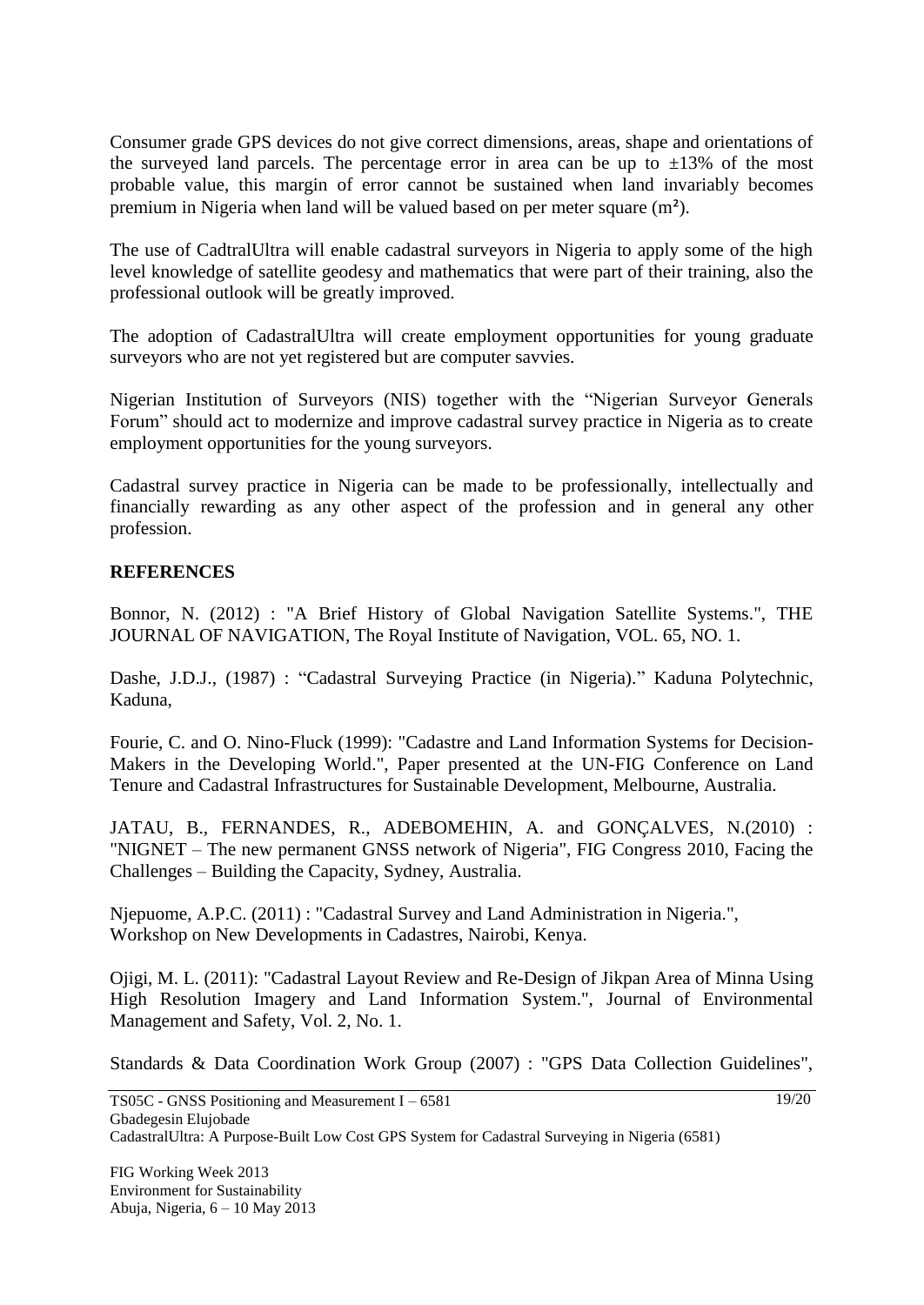Consumer grade GPS devices do not give correct dimensions, areas, shape and orientations of the surveyed land parcels. The percentage error in area can be up to ±13% of the most probable value, this margin of error cannot be sustained when land invariably becomes premium in Nigeria when land will be valued based on per meter square ($m^2$).

The use of CadtralUltra will enable cadastral surveyors in Nigeria to apply some of the high level knowledge of satellite geodesy and mathematics that were part of their training, also the professional outlook will be greatly improved.

The adoption of CadastralUltra will create employment opportunities for young graduate surveyors who are not yet registered but are computer savvies.

Nigerian Institution of Surveyors (NIS) together with the "Nigerian Surveyor Generals Forum" should act to modernize and improve cadastral survey practice in Nigeria as to create employment opportunities for the young surveyors.

Cadastral survey practice in Nigeria can be made to be professionally, intellectually and financially rewarding as any other aspect of the profession and in general any other profession.

## REFERENCES

Bonnor, N. (2012) : "A Brief History of Global Navigation Satellite Systems.", THE JOURNAL OF NAVIGATION, The Royal Institute of Navigation, VOL. 65, NO. 1.

Dashe, J.D.J., (1987) : "Cadastral Surveying Practice (in Nigeria)." Kaduna Polytechnic, Kaduna,

Fourie, C. and O. Nino-Fluck (1999): "Cadastre and Land Information Systems for Decision-Makers in the Developing World.", Paper presented at the UN-FIG Conference on Land Tenure and Cadastral Infrastructures for Sustainable Development, Melbourne, Australia.

JATAU, B., FERNANDES, R., ADEBOMEHIN, A. and GONÇALVES, N.(2010) : "NIGNET – The new permanent GNSS network of Nigeria", FIG Congress 2010, Facing the Challenges – Building the Capacity, Sydney, Australia.

Njepuome, A.P.C. (2011) : "Cadastral Survey and Land Administration in Nigeria.", Workshop on New Developments in Cadastres, Nairobi, Kenya.

Ojigi, M. L. (2011): "Cadastral Layout Review and Re-Design of Jikpan Area of Minna Using High Resolution Imagery and Land Information System.", Journal of Environmental Management and Safety, Vol. 2, No. 1.

Standards & Data Coordination Work Group (2007) : "GPS Data Collection Guidelines",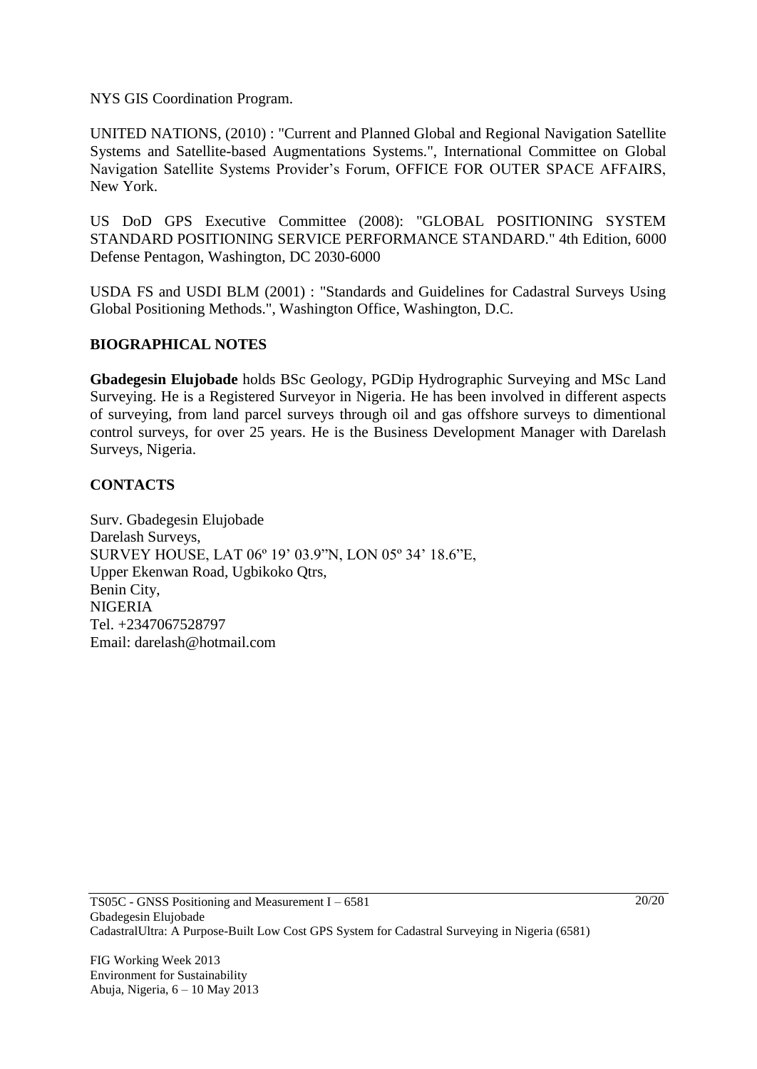NYS GIS Coordination Program.

UNITED NATIONS, (2010) : "Current and Planned Global and Regional Navigation Satellite Systems and Satellite-based Augmentations Systems.", International Committee on Global Navigation Satellite Systems Provider's Forum, OFFICE FOR OUTER SPACE AFFAIRS, New York.

US DoD GPS Executive Committee (2008): "GLOBAL POSITIONING SYSTEM STANDARD POSITIONING SERVICE PERFORMANCE STANDARD." 4th Edition, 6000 Defense Pentagon, Washington, DC 2030-6000

USDA FS and USDI BLM (2001) : "Standards and Guidelines for Cadastral Surveys Using Global Positioning Methods.", Washington Office, Washington, D.C.

## BIOGRAPHICAL NOTES

**Gbadegesin Elujobade** holds BSc Geology, PGDip Hydrographic Surveying and MSc Land Surveying. He is a Registered Surveyor in Nigeria. He has been involved in different aspects of surveying, from land parcel surveys through oil and gas offshore surveys to dimentional control surveys, for over 25 years. He is the Business Development Manager with Darelash Surveys, Nigeria.

## CONTACTS

Surv. Gbadegesin Elujobade
Darelash Surveys,
SURVEY HOUSE, LAT 06º 19' 03.9"N, LON 05º 34' 18.6"E,
Upper Ekenwan Road, Ugbikoko Qtrs,
Benin City,
NIGERIA
Tel. +2347067528797
Email: darelash@hotmail.com